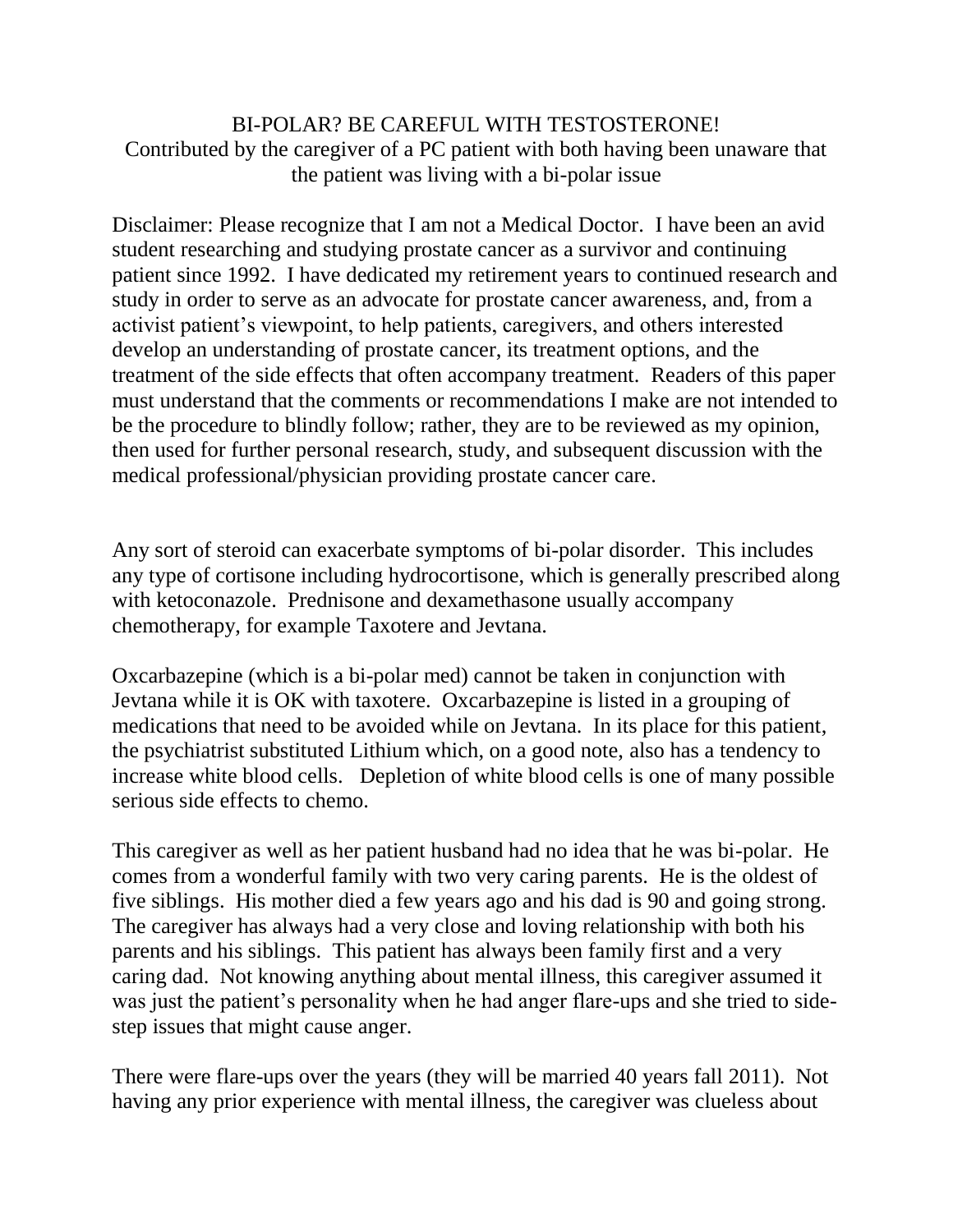# BI-POLAR? BE CAREFUL WITH TESTOSTERONE!

Contributed by the caregiver of a PC patient with both having been unaware that the patient was living with a bi-polar issue

Disclaimer: Please recognize that I am not a Medical Doctor. I have been an avid student researching and studying prostate cancer as a survivor and continuing patient since 1992. I have dedicated my retirement years to continued research and study in order to serve as an advocate for prostate cancer awareness, and, from a activist patient's viewpoint, to help patients, caregivers, and others interested develop an understanding of prostate cancer, its treatment options, and the treatment of the side effects that often accompany treatment. Readers of this paper must understand that the comments or recommendations I make are not intended to be the procedure to blindly follow; rather, they are to be reviewed as my opinion, then used for further personal research, study, and subsequent discussion with the medical professional/physician providing prostate cancer care.

Any sort of steroid can exacerbate symptoms of bi-polar disorder. This includes any type of cortisone including hydrocortisone, which is generally prescribed along with ketoconazole. Prednisone and dexamethasone usually accompany chemotherapy, for example Taxotere and Jevtana.

Oxcarbazepine (which is a bi-polar med) cannot be taken in conjunction with Jevtana while it is OK with taxotere. Oxcarbazepine is listed in a grouping of medications that need to be avoided while on Jevtana. In its place for this patient, the psychiatrist substituted Lithium which, on a good note, also has a tendency to increase white blood cells. Depletion of white blood cells is one of many possible serious side effects to chemo.

This caregiver as well as her patient husband had no idea that he was bi-polar. He comes from a wonderful family with two very caring parents. He is the oldest of five siblings. His mother died a few years ago and his dad is 90 and going strong. The caregiver has always had a very close and loving relationship with both his parents and his siblings. This patient has always been family first and a very caring dad. Not knowing anything about mental illness, this caregiver assumed it was just the patient's personality when he had anger flare-ups and she tried to side-step issues that might cause anger.

There were flare-ups over the years (they will be married 40 years fall 2011). Not having any prior experience with mental illness, the caregiver was clueless about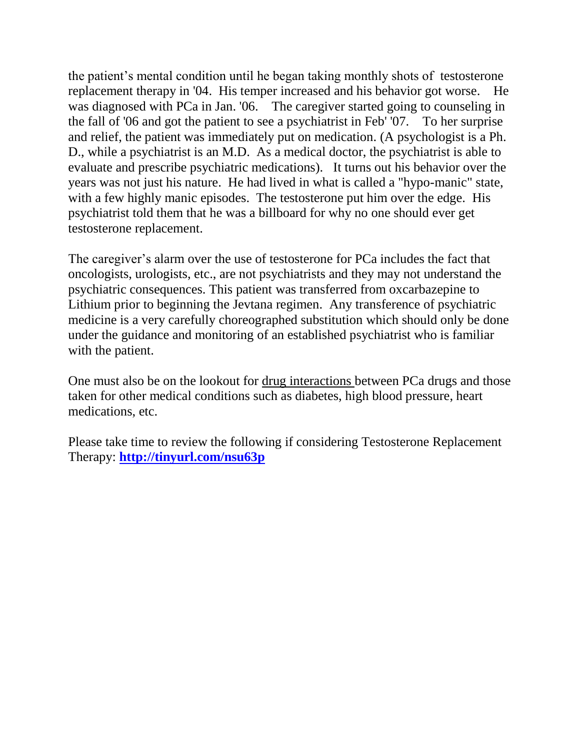the patient's mental condition until he began taking monthly shots of testosterone replacement therapy in '04. His temper increased and his behavior got worse. He was diagnosed with PCa in Jan. '06. The caregiver started going to counseling in the fall of '06 and got the patient to see a psychiatrist in Feb' '07. To her surprise and relief, the patient was immediately put on medication. (A psychologist is a Ph. D., while a psychiatrist is an M.D. As a medical doctor, the psychiatrist is able to evaluate and prescribe psychiatric medications). It turns out his behavior over the years was not just his nature. He had lived in what is called a "hypo-manic" state, with a few highly manic episodes. The testosterone put him over the edge. His psychiatrist told them that he was a billboard for why no one should ever get testosterone replacement.

The caregiver's alarm over the use of testosterone for PCa includes the fact that oncologists, urologists, etc., are not psychiatrists and they may not understand the psychiatric consequences. This patient was transferred from oxcarbazepine to Lithium prior to beginning the Jevtana regimen. Any transference of psychiatric medicine is a very carefully choreographed substitution which should only be done under the guidance and monitoring of an established psychiatrist who is familiar with the patient.

One must also be on the lookout for drug interactions between PCa drugs and those taken for other medical conditions such as diabetes, high blood pressure, heart medications, etc.

Please take time to review the following if considering Testosterone Replacement Therapy: **http://tinyurl.com/nsu63p**